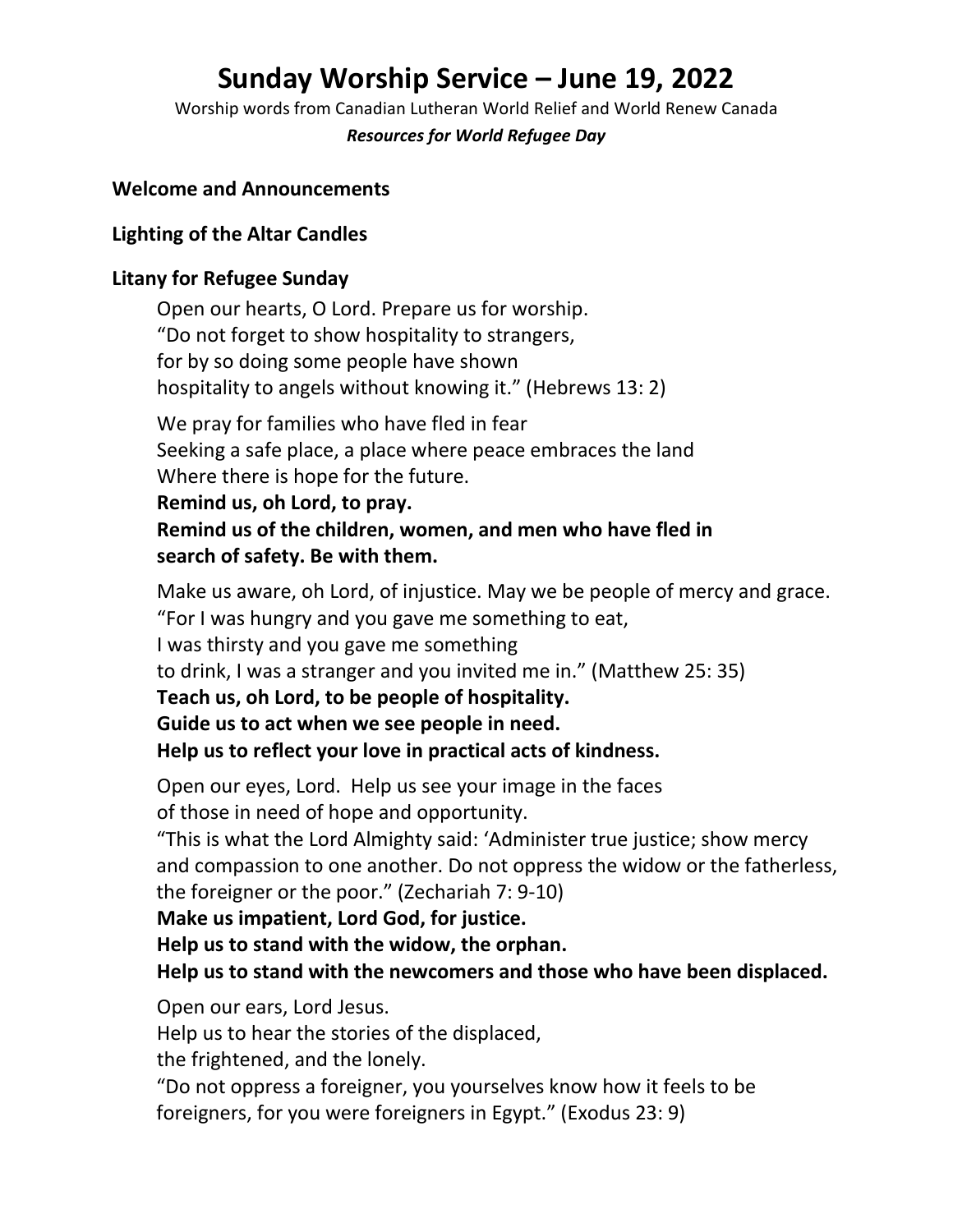# Sunday Worship Service – June 19, 2022

Worship words from Canadian Lutheran World Relief and World Renew Canada

***Resources for World Refugee Day***

**Welcome and Announcements**

**Lighting of the Altar Candles**

**Litany for Refugee Sunday**

Open our hearts, O Lord. Prepare us for worship.
"Do not forget to show hospitality to strangers,
for by so doing some people have shown
hospitality to angels without knowing it." (Hebrews 13: 2)

We pray for families who have fled in fear
Seeking a safe place, a place where peace embraces the land
Where there is hope for the future.
**Remind us, oh Lord, to pray.**
**Remind us of the children, women, and men who have fled in search of safety. Be with them.**

Make us aware, oh Lord, of injustice. May we be people of mercy and grace.
"For I was hungry and you gave me something to eat,
I was thirsty and you gave me something
to drink, I was a stranger and you invited me in." (Matthew 25: 35)
**Teach us, oh Lord, to be people of hospitality.**
**Guide us to act when we see people in need.**
**Help us to reflect your love in practical acts of kindness.**

Open our eyes, Lord. Help us see your image in the faces
of those in need of hope and opportunity.
"This is what the Lord Almighty said: 'Administer true justice; show mercy and compassion to one another. Do not oppress the widow or the fatherless, the foreigner or the poor." (Zechariah 7: 9-10)
**Make us impatient, Lord God, for justice.**
**Help us to stand with the widow, the orphan.**
**Help us to stand with the newcomers and those who have been displaced.**

Open our ears, Lord Jesus.
Help us to hear the stories of the displaced,
the frightened, and the lonely.
"Do not oppress a foreigner, you yourselves know how it feels to be foreigners, for you were foreigners in Egypt." (Exodus 23: 9)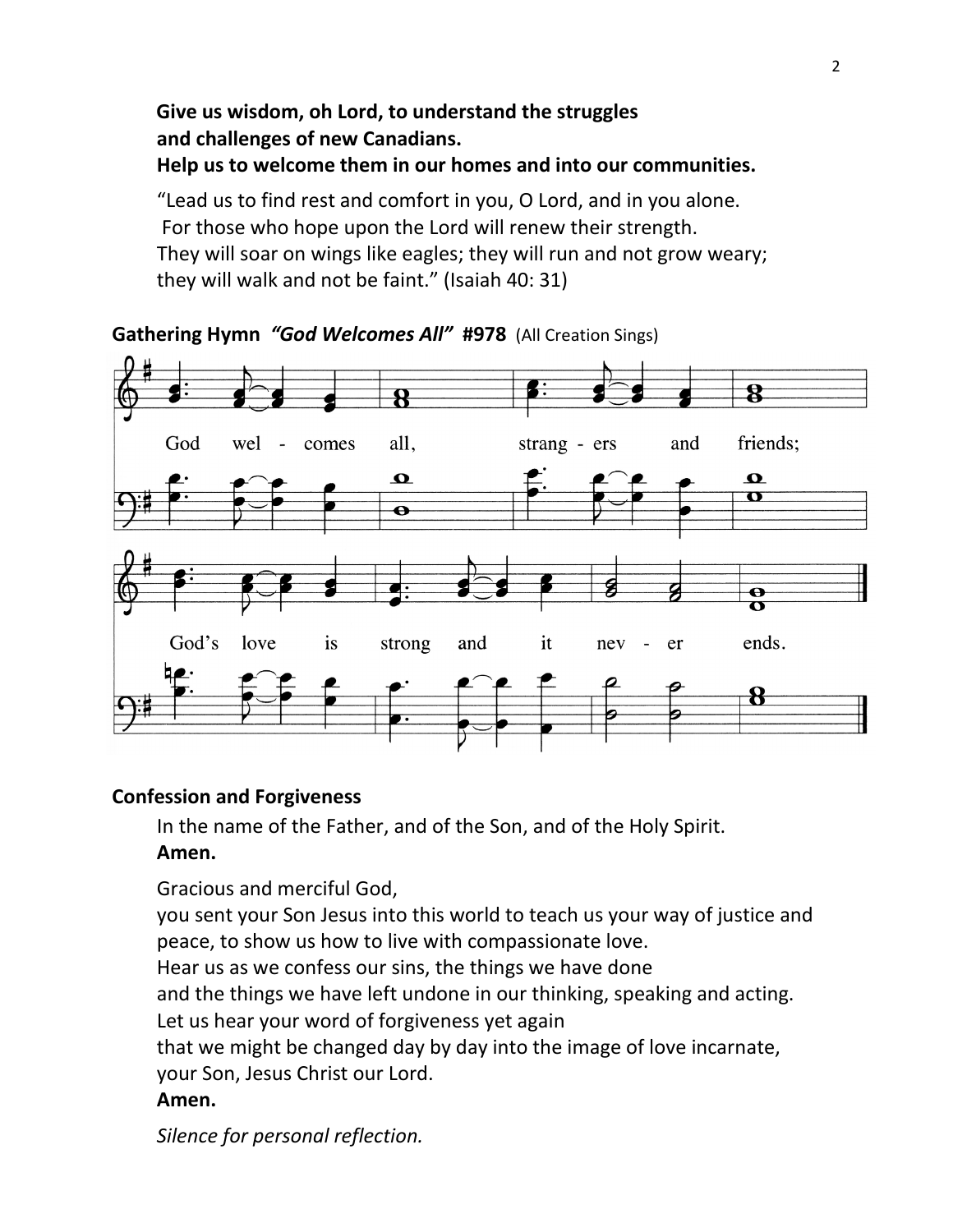**Give us wisdom, oh Lord, to understand the struggles**
**and challenges of new Canadians.**
**Help us to welcome them in our homes and into our communities.**

"Lead us to find rest and comfort in you, O Lord, and in you alone.
For those who hope upon the Lord will renew their strength.
They will soar on wings like eagles; they will run and not grow weary;
they will walk and not be faint." (Isaiah 40: 31)

**Gathering Hymn** ***"God Welcomes All"*** **#978** (All Creation Sings)

God wel - comes all, strang - ers and friends;
God's love is strong and it nev - er ends.

**Confession and Forgiveness**

In the name of the Father, and of the Son, and of the Holy Spirit.
**Amen.**

Gracious and merciful God,
you sent your Son Jesus into this world to teach us your way of justice and peace, to show us how to live with compassionate love.
Hear us as we confess our sins, the things we have done
and the things we have left undone in our thinking, speaking and acting.
Let us hear your word of forgiveness yet again
that we might be changed day by day into the image of love incarnate,
your Son, Jesus Christ our Lord.
**Amen.**

*Silence for personal reflection.*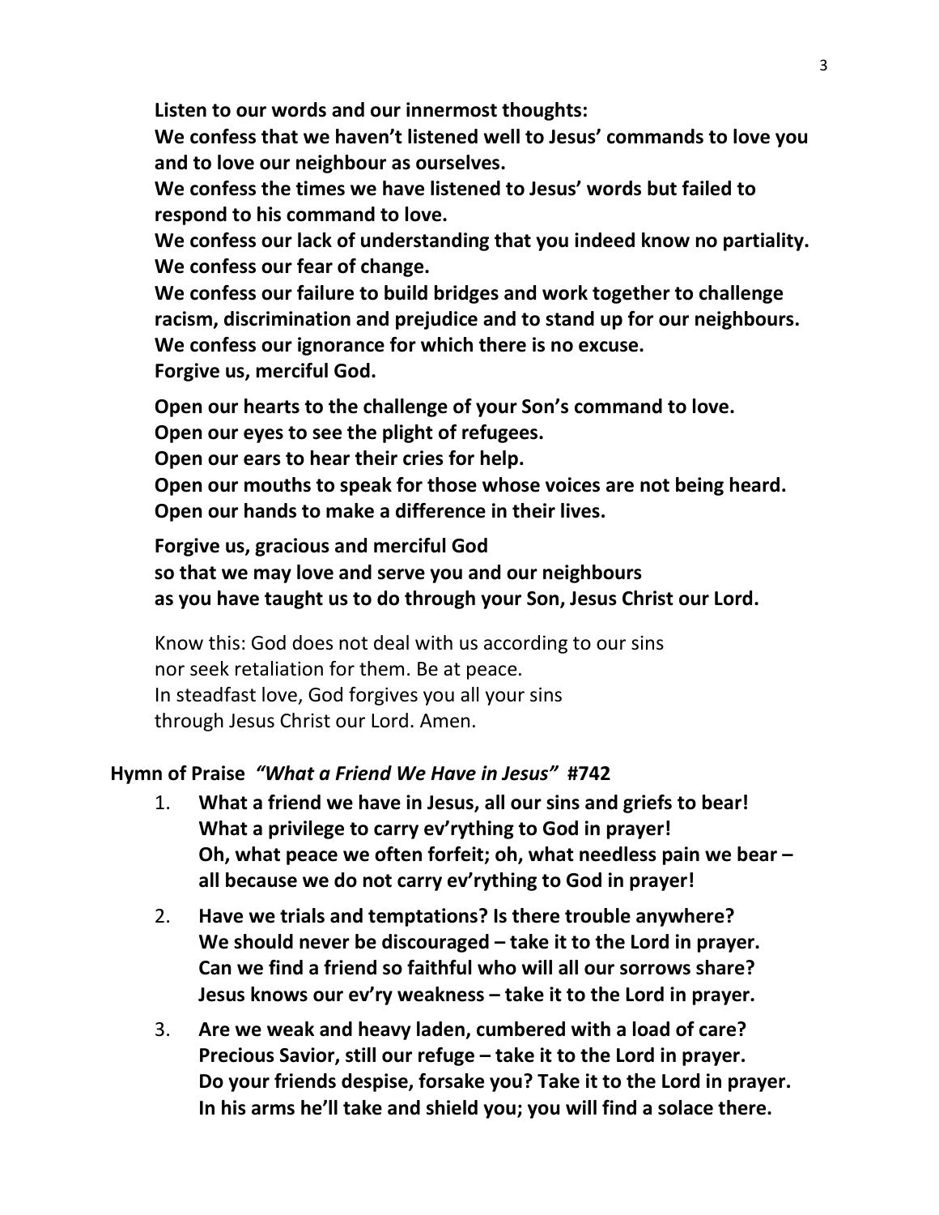**Listen to our words and our innermost thoughts:**
**We confess that we haven't listened well to Jesus' commands to love you and to love our neighbour as ourselves.**
**We confess the times we have listened to Jesus' words but failed to respond to his command to love.**
**We confess our lack of understanding that you indeed know no partiality.**
**We confess our fear of change.**
**We confess our failure to build bridges and work together to challenge racism, discrimination and prejudice and to stand up for our neighbours.**
**We confess our ignorance for which there is no excuse.**
**Forgive us, merciful God.**

**Open our hearts to the challenge of your Son's command to love.**
**Open our eyes to see the plight of refugees.**
**Open our ears to hear their cries for help.**
**Open our mouths to speak for those whose voices are not being heard.**
**Open our hands to make a difference in their lives.**

**Forgive us, gracious and merciful God**
**so that we may love and serve you and our neighbours**
**as you have taught us to do through your Son, Jesus Christ our Lord.**

Know this: God does not deal with us according to our sins
nor seek retaliation for them. Be at peace.
In steadfast love, God forgives you all your sins
through Jesus Christ our Lord. Amen.

**Hymn of Praise** ***"What a Friend We Have in Jesus"*** **#742**

1. **What a friend we have in Jesus, all our sins and griefs to bear!**
   **What a privilege to carry ev'rything to God in prayer!**
   **Oh, what peace we often forfeit; oh, what needless pain we bear –**
   **all because we do not carry ev'rything to God in prayer!**

2. **Have we trials and temptations? Is there trouble anywhere?**
   **We should never be discouraged – take it to the Lord in prayer.**
   **Can we find a friend so faithful who will all our sorrows share?**
   **Jesus knows our ev'ry weakness – take it to the Lord in prayer.**

3. **Are we weak and heavy laden, cumbered with a load of care?**
   **Precious Savior, still our refuge – take it to the Lord in prayer.**
   **Do your friends despise, forsake you? Take it to the Lord in prayer.**
   **In his arms he'll take and shield you; you will find a solace there.**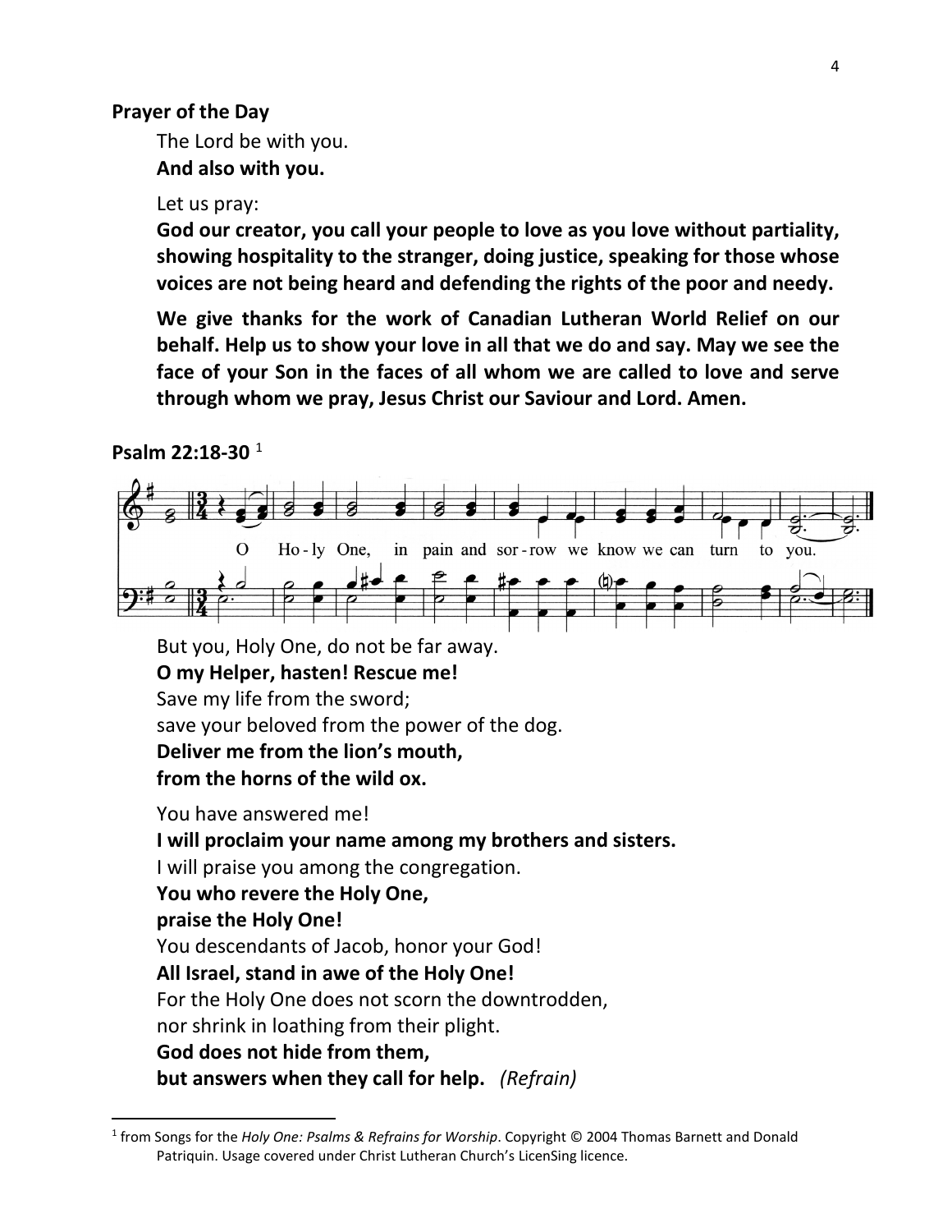**Prayer of the Day**

The Lord be with you.
**And also with you.**

Let us pray:
**God our creator, you call your people to love as you love without partiality, showing hospitality to the stranger, doing justice, speaking for those whose voices are not being heard and defending the rights of the poor and needy.**

**We give thanks for the work of Canadian Lutheran World Relief on our behalf. Help us to show your love in all that we do and say. May we see the face of your Son in the faces of all whom we are called to love and serve through whom we pray, Jesus Christ our Saviour and Lord. Amen.**

**Psalm 22:18-30** [1]

O Ho-ly One, in pain and sor-row we know we can turn to you.

But you, Holy One, do not be far away.
**O my Helper, hasten! Rescue me!**
Save my life from the sword;
save your beloved from the power of the dog.
**Deliver me from the lion's mouth,**
**from the horns of the wild ox.**

You have answered me!
**I will proclaim your name among my brothers and sisters.**
I will praise you among the congregation.
**You who revere the Holy One,**
**praise the Holy One!**
You descendants of Jacob, honor your God!
**All Israel, stand in awe of the Holy One!**
For the Holy One does not scorn the downtrodden,
nor shrink in loathing from their plight.
**God does not hide from them,**
**but answers when they call for help.** *(Refrain)*

---

[1] from Songs for the *Holy One: Psalms & Refrains for Worship*. Copyright © 2004 Thomas Barnett and Donald Patriquin. Usage covered under Christ Lutheran Church's LicenSing licence.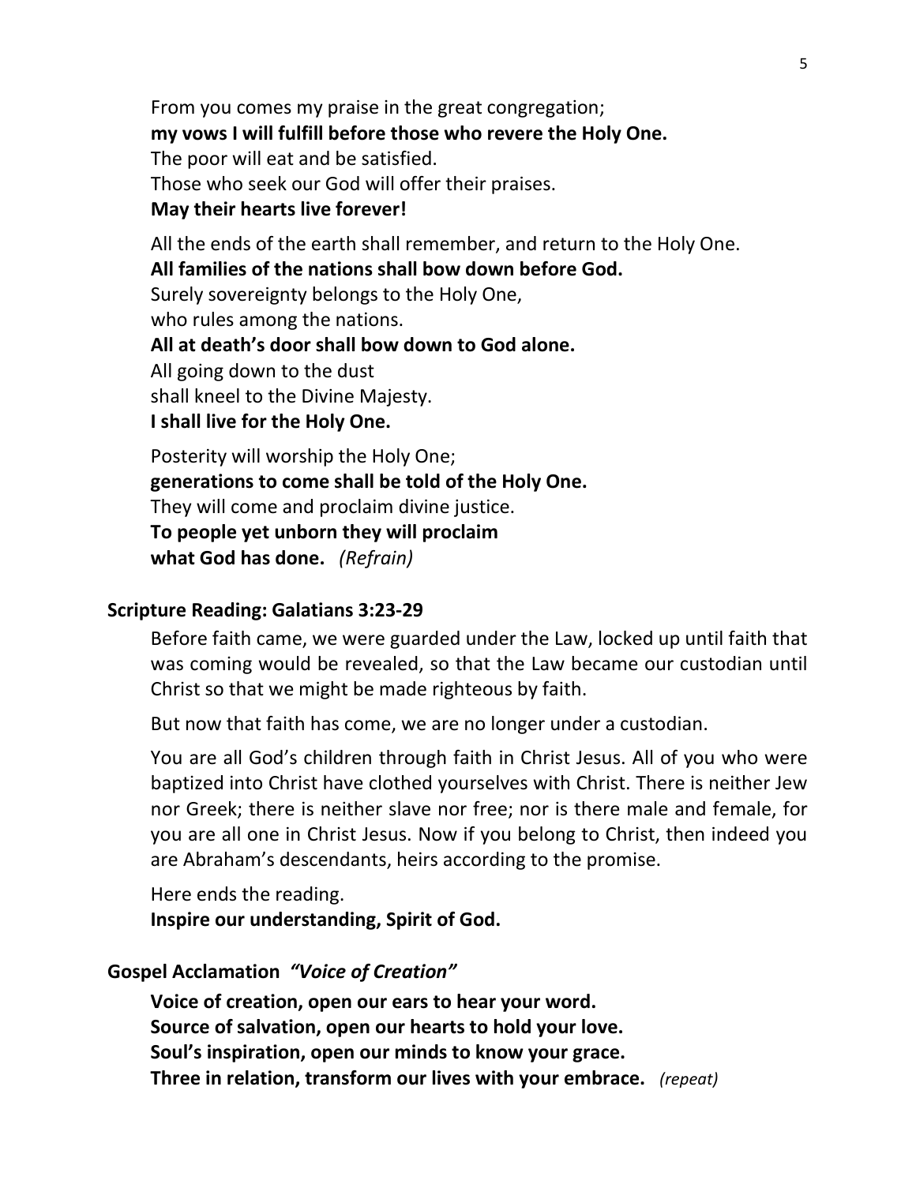From you comes my praise in the great congregation;
**my vows I will fulfill before those who revere the Holy One.**
The poor will eat and be satisfied.
Those who seek our God will offer their praises.
**May their hearts live forever!**

All the ends of the earth shall remember, and return to the Holy One.
**All families of the nations shall bow down before God.**
Surely sovereignty belongs to the Holy One,
who rules among the nations.
**All at death's door shall bow down to God alone.**
All going down to the dust
shall kneel to the Divine Majesty.
**I shall live for the Holy One.**

Posterity will worship the Holy One;
**generations to come shall be told of the Holy One.**
They will come and proclaim divine justice.
**To people yet unborn they will proclaim**
**what God has done.** *(Refrain)*

**Scripture Reading: Galatians 3:23-29**

Before faith came, we were guarded under the Law, locked up until faith that was coming would be revealed, so that the Law became our custodian until Christ so that we might be made righteous by faith.

But now that faith has come, we are no longer under a custodian.

You are all God's children through faith in Christ Jesus. All of you who were baptized into Christ have clothed yourselves with Christ. There is neither Jew nor Greek; there is neither slave nor free; nor is there male and female, for you are all one in Christ Jesus. Now if you belong to Christ, then indeed you are Abraham's descendants, heirs according to the promise.

Here ends the reading.
**Inspire our understanding, Spirit of God.**

**Gospel Acclamation** ***"Voice of Creation"***

**Voice of creation, open our ears to hear your word.**
**Source of salvation, open our hearts to hold your love.**
**Soul's inspiration, open our minds to know your grace.**
**Three in relation, transform our lives with your embrace.** *(repeat)*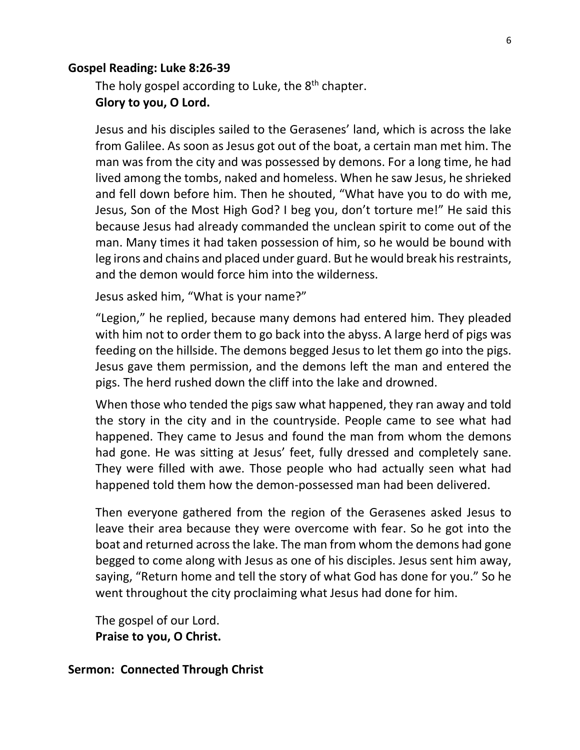**Gospel Reading: Luke 8:26-39**

The holy gospel according to Luke, the 8th chapter.
**Glory to you, O Lord.**

Jesus and his disciples sailed to the Gerasenes' land, which is across the lake from Galilee. As soon as Jesus got out of the boat, a certain man met him. The man was from the city and was possessed by demons. For a long time, he had lived among the tombs, naked and homeless. When he saw Jesus, he shrieked and fell down before him. Then he shouted, "What have you to do with me, Jesus, Son of the Most High God? I beg you, don't torture me!" He said this because Jesus had already commanded the unclean spirit to come out of the man. Many times it had taken possession of him, so he would be bound with leg irons and chains and placed under guard. But he would break his restraints, and the demon would force him into the wilderness.

Jesus asked him, "What is your name?"

"Legion," he replied, because many demons had entered him. They pleaded with him not to order them to go back into the abyss. A large herd of pigs was feeding on the hillside. The demons begged Jesus to let them go into the pigs. Jesus gave them permission, and the demons left the man and entered the pigs. The herd rushed down the cliff into the lake and drowned.

When those who tended the pigs saw what happened, they ran away and told the story in the city and in the countryside. People came to see what had happened. They came to Jesus and found the man from whom the demons had gone. He was sitting at Jesus' feet, fully dressed and completely sane. They were filled with awe. Those people who had actually seen what had happened told them how the demon-possessed man had been delivered.

Then everyone gathered from the region of the Gerasenes asked Jesus to leave their area because they were overcome with fear. So he got into the boat and returned across the lake. The man from whom the demons had gone begged to come along with Jesus as one of his disciples. Jesus sent him away, saying, "Return home and tell the story of what God has done for you." So he went throughout the city proclaiming what Jesus had done for him.

The gospel of our Lord.
**Praise to you, O Christ.**

**Sermon: Connected Through Christ**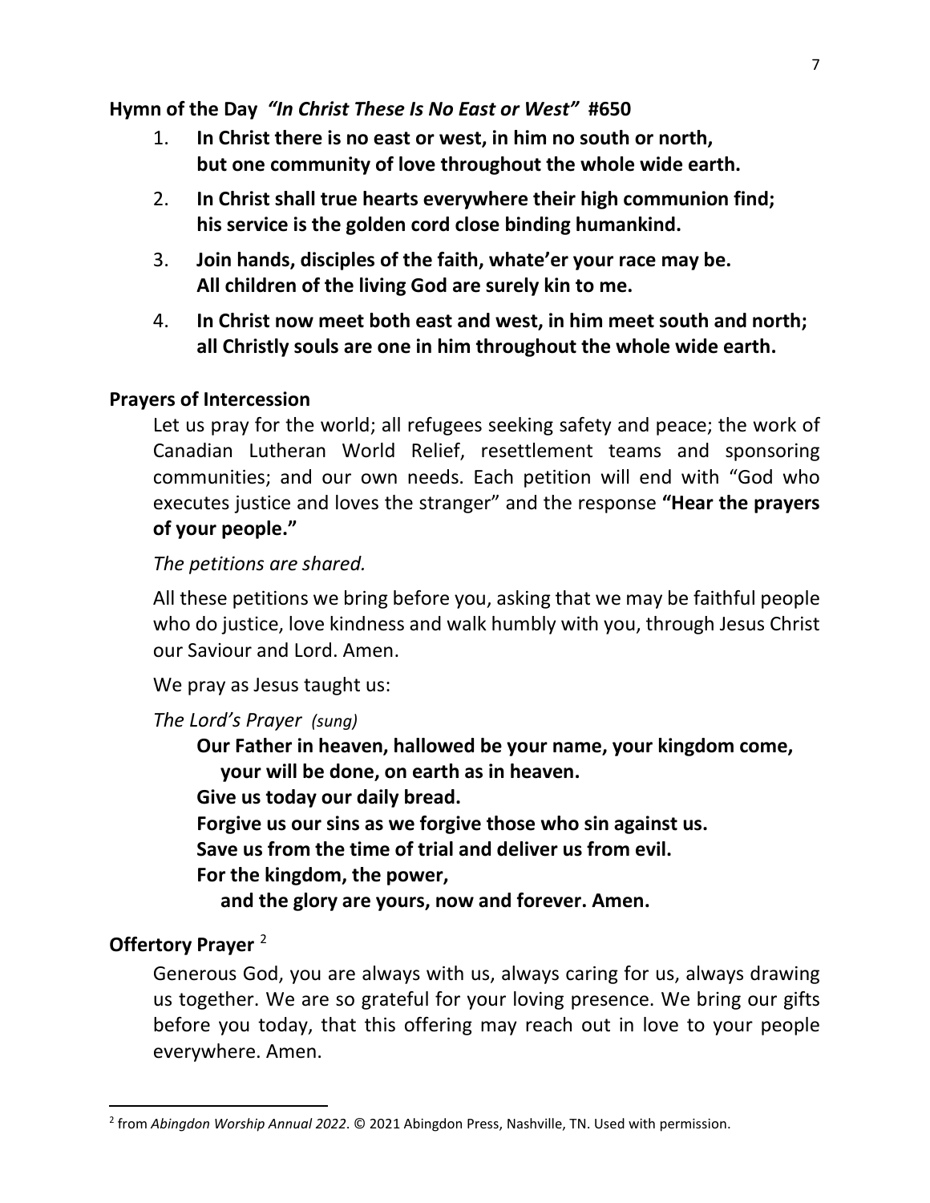**Hymn of the Day** ***"In Christ These Is No East or West"*** **#650**

1. **In Christ there is no east or west, in him no south or north, but one community of love throughout the whole wide earth.**
2. **In Christ shall true hearts everywhere their high communion find; his service is the golden cord close binding humankind.**
3. **Join hands, disciples of the faith, whate'er your race may be. All children of the living God are surely kin to me.**
4. **In Christ now meet both east and west, in him meet south and north; all Christly souls are one in him throughout the whole wide earth.**

**Prayers of Intercession**

Let us pray for the world; all refugees seeking safety and peace; the work of Canadian Lutheran World Relief, resettlement teams and sponsoring communities; and our own needs. Each petition will end with "God who executes justice and loves the stranger" and the response **"Hear the prayers of your people."**

*The petitions are shared.*

All these petitions we bring before you, asking that we may be faithful people who do justice, love kindness and walk humbly with you, through Jesus Christ our Saviour and Lord. Amen.

We pray as Jesus taught us:

*The Lord's Prayer (sung)*

**Our Father in heaven, hallowed be your name, your kingdom come,**
**your will be done, on earth as in heaven.**
**Give us today our daily bread.**
**Forgive us our sins as we forgive those who sin against us.**
**Save us from the time of trial and deliver us from evil.**
**For the kingdom, the power,**
**and the glory are yours, now and forever. Amen.**

**Offertory Prayer** [2]

Generous God, you are always with us, always caring for us, always drawing us together. We are so grateful for your loving presence. We bring our gifts before you today, that this offering may reach out in love to your people everywhere. Amen.

---

[2] from *Abingdon Worship Annual 2022*. © 2021 Abingdon Press, Nashville, TN. Used with permission.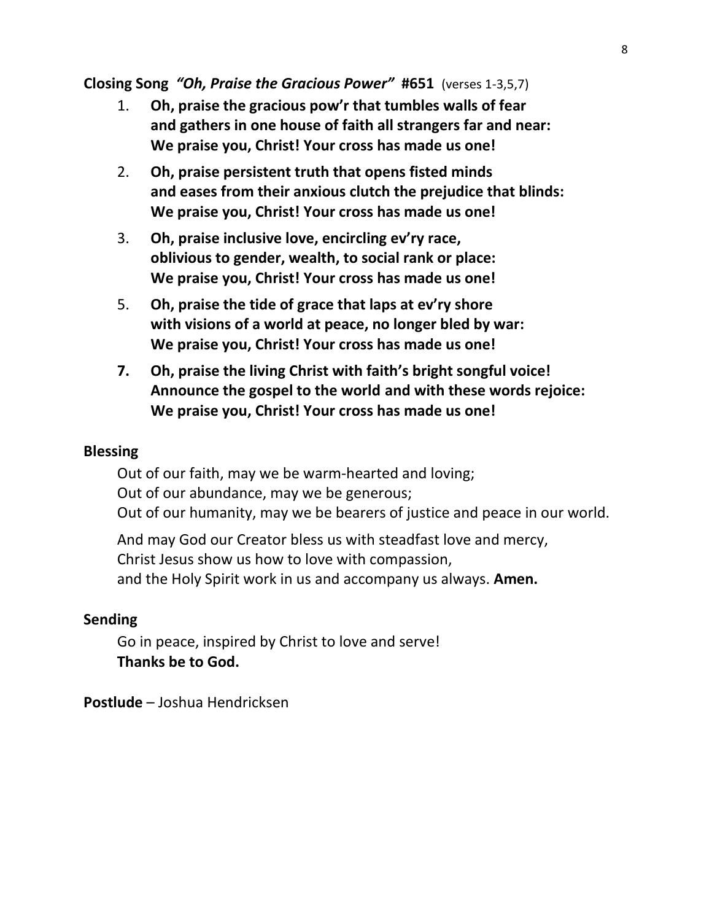**Closing Song** ***"Oh, Praise the Gracious Power"*** **#651** (verses 1-3,5,7)

1. **Oh, praise the gracious pow'r that tumbles walls of fear and gathers in one house of faith all strangers far and near: We praise you, Christ! Your cross has made us one!**
2. **Oh, praise persistent truth that opens fisted minds and eases from their anxious clutch the prejudice that blinds: We praise you, Christ! Your cross has made us one!**
3. **Oh, praise inclusive love, encircling ev'ry race, oblivious to gender, wealth, to social rank or place: We praise you, Christ! Your cross has made us one!**

5. **Oh, praise the tide of grace that laps at ev'ry shore with visions of a world at peace, no longer bled by war: We praise you, Christ! Your cross has made us one!**

7. **Oh, praise the living Christ with faith's bright songful voice! Announce the gospel to the world and with these words rejoice: We praise you, Christ! Your cross has made us one!**

**Blessing**

Out of our faith, may we be warm-hearted and loving;
Out of our abundance, may we be generous;
Out of our humanity, may we be bearers of justice and peace in our world.

And may God our Creator bless us with steadfast love and mercy,
Christ Jesus show us how to love with compassion,
and the Holy Spirit work in us and accompany us always. **Amen.**

**Sending**

Go in peace, inspired by Christ to love and serve!
**Thanks be to God.**

**Postlude** – Joshua Hendricksen